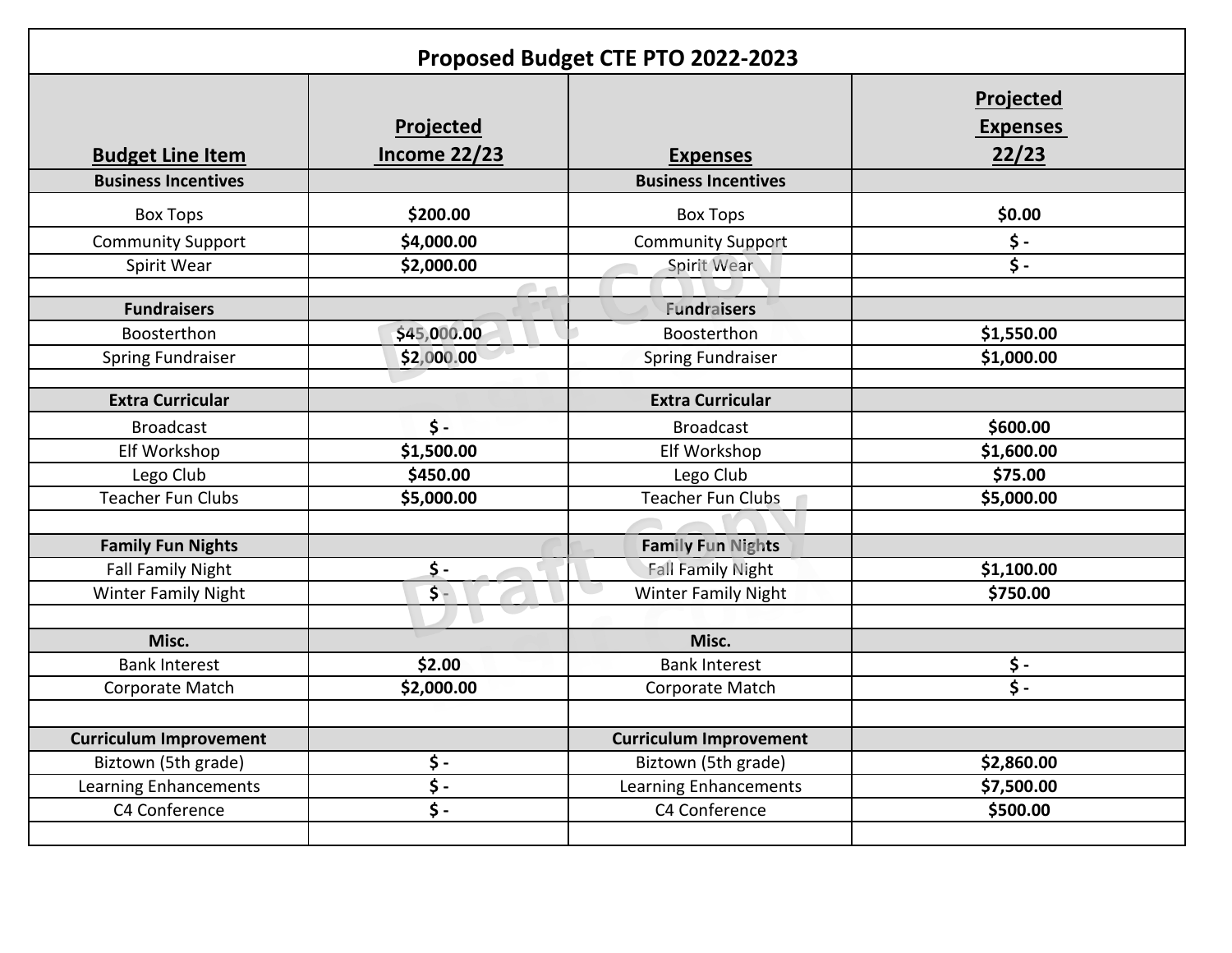| Proposed Budget CTE PTO 2022-2023 | | | |
|---|---|---|---|
| **Budget Line Item** | **Projected Income 22/23** | **Expenses** | **Projected Expenses 22/23** |
| **Business Incentives** | | **Business Incentives** | |
| Box Tops | **$200.00** | Box Tops | **$0.00** |
| Community Support | **$4,000.00** | Community Support | **$ -** |
| Spirit Wear | **$2,000.00** | Spirit Wear | **$ -** |
| | | | |
| **Fundraisers** | | **Fundraisers** | |
| Boosterthon | **$45,000.00** | Boosterthon | **$1,550.00** |
| Spring Fundraiser | **$2,000.00** | Spring Fundraiser | **$1,000.00** |
| | | | |
| **Extra Curricular** | | **Extra Curricular** | |
| Broadcast | **$ -** | Broadcast | **$600.00** |
| Elf Workshop | **$1,500.00** | Elf Workshop | **$1,600.00** |
| Lego Club | **$450.00** | Lego Club | **$75.00** |
| Teacher Fun Clubs | **$5,000.00** | Teacher Fun Clubs | **$5,000.00** |
| | | | |
| **Family Fun Nights** | | **Family Fun Nights** | |
| Fall Family Night | **$ -** | Fall Family Night | **$1,100.00** |
| Winter Family Night | **$ -** | Winter Family Night | **$750.00** |
| | | | |
| **Misc.** | | **Misc.** | |
| Bank Interest | **$2.00** | Bank Interest | **$ -** |
| Corporate Match | **$2,000.00** | Corporate Match | **$ -** |
| | | | |
| **Curriculum Improvement** | | **Curriculum Improvement** | |
| Biztown (5th grade) | **$ -** | Biztown (5th grade) | **$2,860.00** |
| Learning Enhancements | **$ -** | Learning Enhancements | **$7,500.00** |
| C4 Conference | **$ -** | C4 Conference | **$500.00** |
| | | | |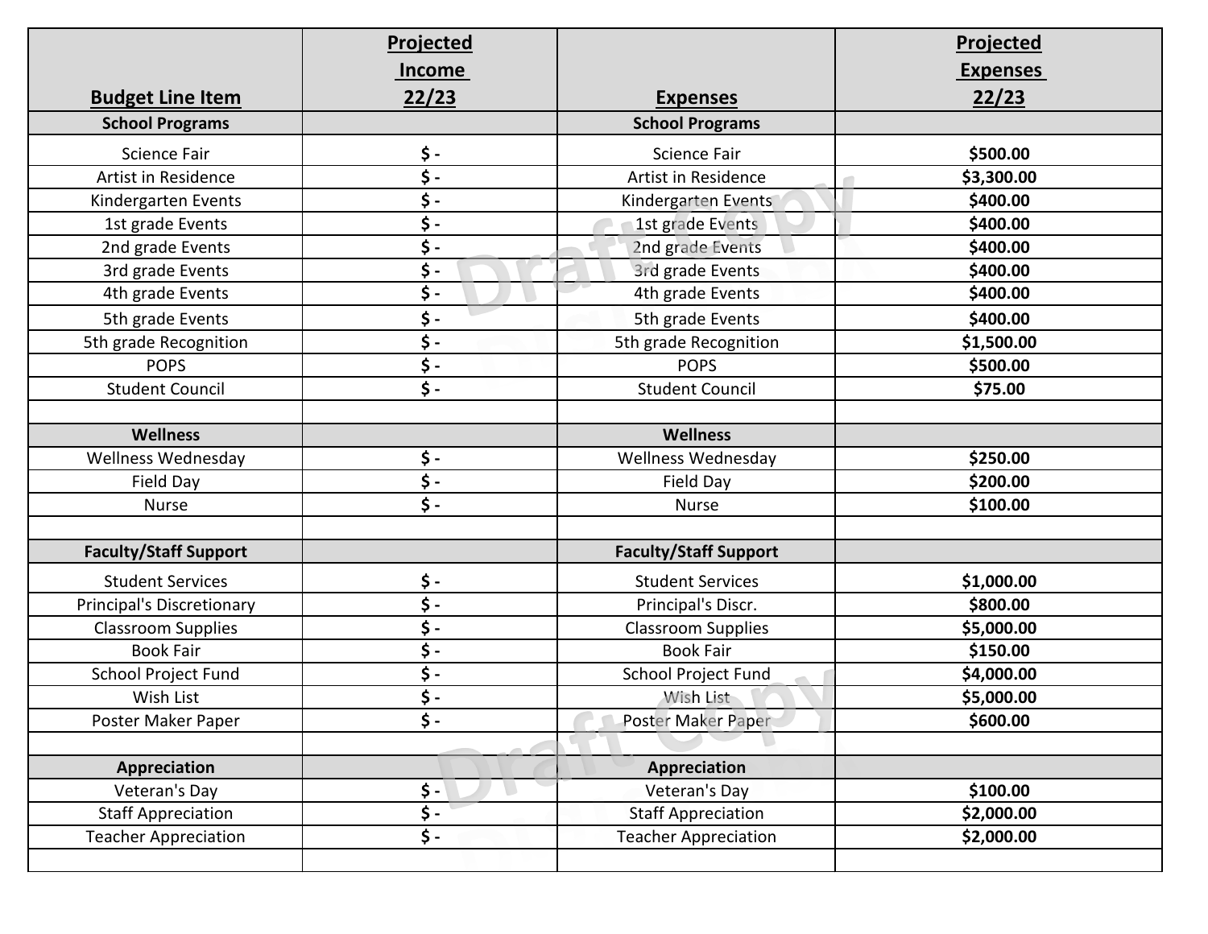| **Budget Line Item** | **Projected Income 22/23** | **Expenses** | **Projected Expenses 22/23** |
|---|---|---|---|
| **School Programs** | | **School Programs** | |
| Science Fair | $ - | Science Fair | **$500.00** |
| Artist in Residence | $ - | Artist in Residence | **$3,300.00** |
| Kindergarten Events | $ - | Kindergarten Events | **$400.00** |
| 1st grade Events | $ - | 1st grade Events | **$400.00** |
| 2nd grade Events | $ - | 2nd grade Events | **$400.00** |
| 3rd grade Events | $ - | 3rd grade Events | **$400.00** |
| 4th grade Events | $ - | 4th grade Events | **$400.00** |
| 5th grade Events | $ - | 5th grade Events | **$400.00** |
| 5th grade Recognition | $ - | 5th grade Recognition | **$1,500.00** |
| POPS | $ - | POPS | **$500.00** |
| Student Council | $ - | Student Council | **$75.00** |
| | | | |
| **Wellness** | | **Wellness** | |
| Wellness Wednesday | $ - | Wellness Wednesday | **$250.00** |
| Field Day | $ - | Field Day | **$200.00** |
| Nurse | $ - | Nurse | **$100.00** |
| | | | |
| **Faculty/Staff Support** | | **Faculty/Staff Support** | |
| Student Services | $ - | Student Services | **$1,000.00** |
| Principal's Discretionary | $ - | Principal's Discr. | **$800.00** |
| Classroom Supplies | $ - | Classroom Supplies | **$5,000.00** |
| Book Fair | $ - | Book Fair | **$150.00** |
| School Project Fund | $ - | School Project Fund | **$4,000.00** |
| Wish List | $ - | Wish List | **$5,000.00** |
| Poster Maker Paper | $ - | Poster Maker Paper | **$600.00** |
| | | | |
| **Appreciation** | | **Appreciation** | |
| Veteran's Day | $ - | Veteran's Day | **$100.00** |
| Staff Appreciation | $ - | Staff Appreciation | **$2,000.00** |
| Teacher Appreciation | $ - | Teacher Appreciation | **$2,000.00** |
| | | | |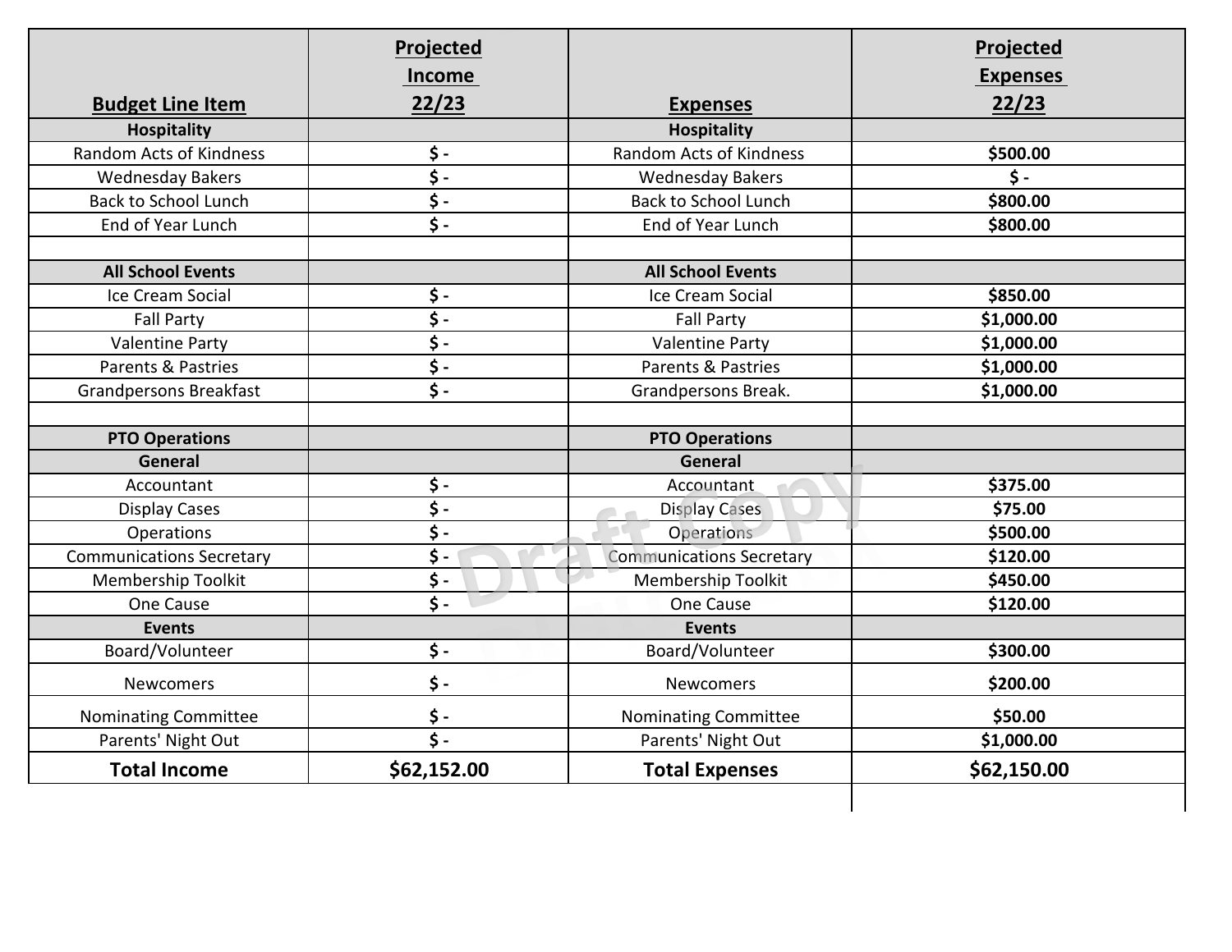| Budget Line Item | Projected Income 22/23 | Expenses | Projected Expenses 22/23 |
| --- | --- | --- | --- |
| **Hospitality** | | **Hospitality** | |
| Random Acts of Kindness | **$ -** | Random Acts of Kindness | **$500.00** |
| Wednesday Bakers | **$ -** | Wednesday Bakers | **$ -** |
| Back to School Lunch | **$ -** | Back to School Lunch | **$800.00** |
| End of Year Lunch | **$ -** | End of Year Lunch | **$800.00** |
| | | | |
| **All School Events** | | **All School Events** | |
| Ice Cream Social | **$ -** | Ice Cream Social | **$850.00** |
| Fall Party | **$ -** | Fall Party | **$1,000.00** |
| Valentine Party | **$ -** | Valentine Party | **$1,000.00** |
| Parents & Pastries | **$ -** | Parents & Pastries | **$1,000.00** |
| Grandpersons Breakfast | **$ -** | Grandpersons Break. | **$1,000.00** |
| | | | |
| **PTO Operations** | | **PTO Operations** | |
| **General** | | **General** | |
| Accountant | **$ -** | Accountant | **$375.00** |
| Display Cases | **$ -** | Display Cases | **$75.00** |
| Operations | **$ -** | Operations | **$500.00** |
| Communications Secretary | **$ -** | Communications Secretary | **$120.00** |
| Membership Toolkit | **$ -** | Membership Toolkit | **$450.00** |
| One Cause | **$ -** | One Cause | **$120.00** |
| **Events** | | **Events** | |
| Board/Volunteer | **$ -** | Board/Volunteer | **$300.00** |
| Newcomers | **$ -** | Newcomers | **$200.00** |
| Nominating Committee | **$ -** | Nominating Committee | **$50.00** |
| Parents' Night Out | **$ -** | Parents' Night Out | **$1,000.00** |
| **Total Income** | **$62,152.00** | **Total Expenses** | **$62,150.00** |